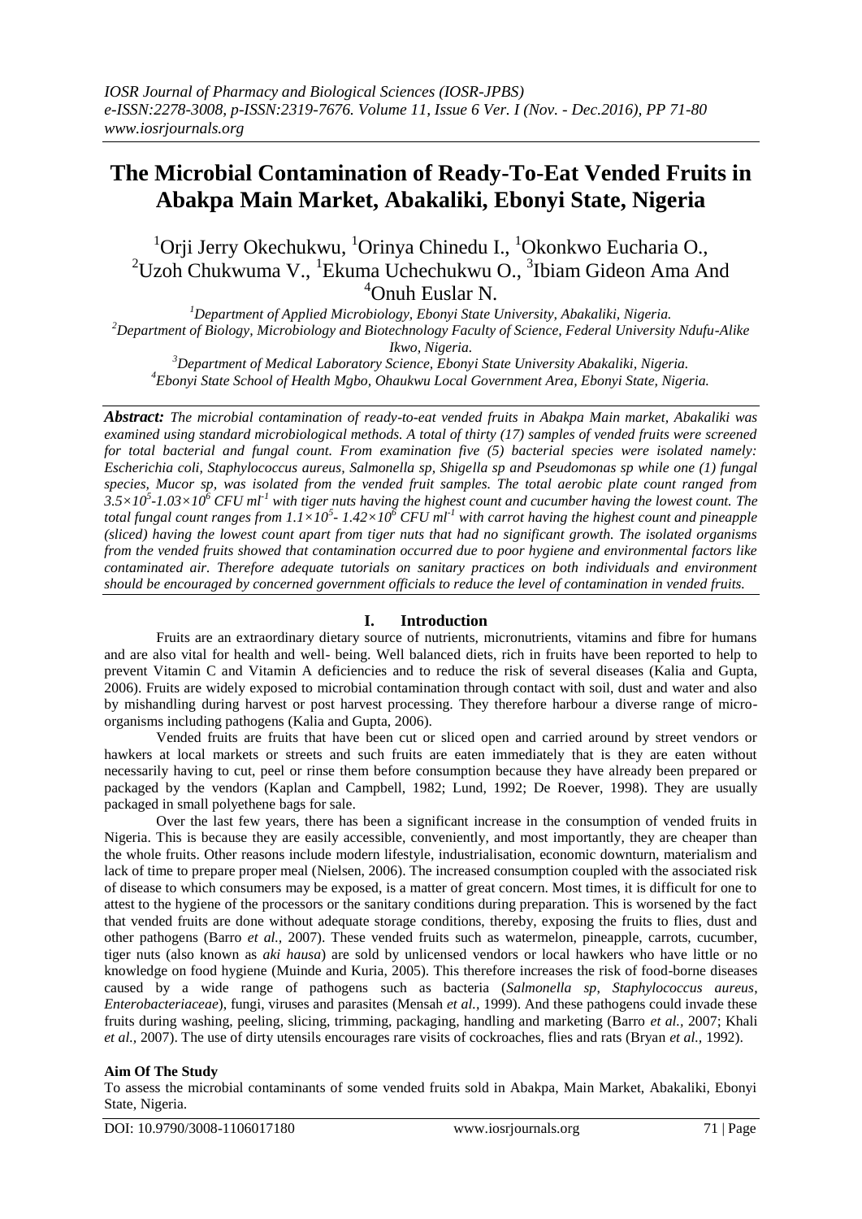# The Microbial Contamination of Ready-To-Eat Vended Fruits in Abakpa Main Market, Abakaliki, Ebonyi State, Nigeria

[1]Orji Jerry Okechukwu, [1]Orinya Chinedu I., [1]Okonkwo Eucharia O., [2]Uzoh Chukwuma V., [1]Ekuma Uchechukwu O., [3]Ibiam Gideon Ama And [4]Onuh Euslar N.

[1]*Department of Applied Microbiology, Ebonyi State University, Abakaliki, Nigeria.*
[2]*Department of Biology, Microbiology and Biotechnology Faculty of Science, Federal University Ndufu-Alike Ikwo, Nigeria.*
[3]*Department of Medical Laboratory Science, Ebonyi State University Abakaliki, Nigeria.*
[4]*Ebonyi State School of Health Mgbo, Ohaukwu Local Government Area, Ebonyi State, Nigeria.*

***Abstract:*** *The microbial contamination of ready-to-eat vended fruits in Abakpa Main market, Abakaliki was examined using standard microbiological methods. A total of thirty (17) samples of vended fruits were screened for total bacterial and fungal count. From examination five (5) bacterial species were isolated namely: Escherichia coli, Staphylococcus aureus, Salmonella sp, Shigella sp and Pseudomonas sp while one (1) fungal species, Mucor sp, was isolated from the vended fruit samples. The total aerobic plate count ranged from $3.5\times10^5$-$1.03\times10^6$ CFU $ml^{-1}$ with tiger nuts having the highest count and cucumber having the lowest count. The total fungal count ranges from $1.1\times10^5$- $1.42\times10^6$ CFU $ml^{-1}$ with carrot having the highest count and pineapple (sliced) having the lowest count apart from tiger nuts that had no significant growth. The isolated organisms from the vended fruits showed that contamination occurred due to poor hygiene and environmental factors like contaminated air. Therefore adequate tutorials on sanitary practices on both individuals and environment should be encouraged by concerned government officials to reduce the level of contamination in vended fruits.*

## I. Introduction

Fruits are an extraordinary dietary source of nutrients, micronutrients, vitamins and fibre for humans and are also vital for health and well- being. Well balanced diets, rich in fruits have been reported to help to prevent Vitamin C and Vitamin A deficiencies and to reduce the risk of several diseases (Kalia and Gupta, 2006). Fruits are widely exposed to microbial contamination through contact with soil, dust and water and also by mishandling during harvest or post harvest processing. They therefore harbour a diverse range of micro-organisms including pathogens (Kalia and Gupta, 2006).

Vended fruits are fruits that have been cut or sliced open and carried around by street vendors or hawkers at local markets or streets and such fruits are eaten immediately that is they are eaten without necessarily having to cut, peel or rinse them before consumption because they have already been prepared or packaged by the vendors (Kaplan and Campbell, 1982; Lund, 1992; De Roever, 1998). They are usually packaged in small polyethene bags for sale.

Over the last few years, there has been a significant increase in the consumption of vended fruits in Nigeria. This is because they are easily accessible, conveniently, and most importantly, they are cheaper than the whole fruits. Other reasons include modern lifestyle, industrialisation, economic downturn, materialism and lack of time to prepare proper meal (Nielsen, 2006). The increased consumption coupled with the associated risk of disease to which consumers may be exposed, is a matter of great concern. Most times, it is difficult for one to attest to the hygiene of the processors or the sanitary conditions during preparation. This is worsened by the fact that vended fruits are done without adequate storage conditions, thereby, exposing the fruits to flies, dust and other pathogens (Barro *et al.,* 2007). These vended fruits such as watermelon, pineapple, carrots, cucumber, tiger nuts (also known as *aki hausa*) are sold by unlicensed vendors or local hawkers who have little or no knowledge on food hygiene (Muinde and Kuria, 2005). This therefore increases the risk of food-borne diseases caused by a wide range of pathogens such as bacteria (*Salmonella sp*, *Staphylococcus aureus*, *Enterobacteriaceae*), fungi, viruses and parasites (Mensah *et al.,* 1999). And these pathogens could invade these fruits during washing, peeling, slicing, trimming, packaging, handling and marketing (Barro *et al.,* 2007; Khali *et al.,* 2007). The use of dirty utensils encourages rare visits of cockroaches, flies and rats (Bryan *et al.,* 1992).

**Aim Of The Study**

To assess the microbial contaminants of some vended fruits sold in Abakpa, Main Market, Abakaliki, Ebonyi State, Nigeria.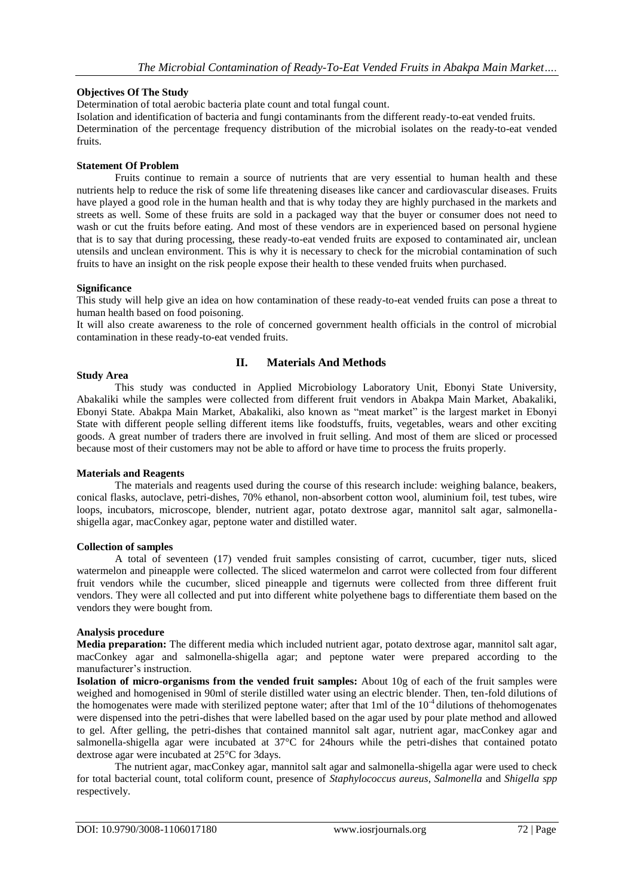### Objectives Of The Study

Determination of total aerobic bacteria plate count and total fungal count.

Isolation and identification of bacteria and fungi contaminants from the different ready-to-eat vended fruits.

Determination of the percentage frequency distribution of the microbial isolates on the ready-to-eat vended fruits.

### Statement Of Problem

Fruits continue to remain a source of nutrients that are very essential to human health and these nutrients help to reduce the risk of some life threatening diseases like cancer and cardiovascular diseases. Fruits have played a good role in the human health and that is why today they are highly purchased in the markets and streets as well. Some of these fruits are sold in a packaged way that the buyer or consumer does not need to wash or cut the fruits before eating. And most of these vendors are in experienced based on personal hygiene that is to say that during processing, these ready-to-eat vended fruits are exposed to contaminated air, unclean utensils and unclean environment. This is why it is necessary to check for the microbial contamination of such fruits to have an insight on the risk people expose their health to these vended fruits when purchased.

### Significance

This study will help give an idea on how contamination of these ready-to-eat vended fruits can pose a threat to human health based on food poisoning.

It will also create awareness to the role of concerned government health officials in the control of microbial contamination in these ready-to-eat vended fruits.

## II. Materials And Methods

### Study Area

This study was conducted in Applied Microbiology Laboratory Unit, Ebonyi State University, Abakaliki while the samples were collected from different fruit vendors in Abakpa Main Market, Abakaliki, Ebonyi State. Abakpa Main Market, Abakaliki, also known as "meat market" is the largest market in Ebonyi State with different people selling different items like foodstuffs, fruits, vegetables, wears and other exciting goods. A great number of traders there are involved in fruit selling. And most of them are sliced or processed because most of their customers may not be able to afford or have time to process the fruits properly.

### Materials and Reagents

The materials and reagents used during the course of this research include: weighing balance, beakers, conical flasks, autoclave, petri-dishes, 70% ethanol, non-absorbent cotton wool, aluminium foil, test tubes, wire loops, incubators, microscope, blender, nutrient agar, potato dextrose agar, mannitol salt agar, salmonella-shigella agar, macConkey agar, peptone water and distilled water.

### Collection of samples

A total of seventeen (17) vended fruit samples consisting of carrot, cucumber, tiger nuts, sliced watermelon and pineapple were collected. The sliced watermelon and carrot were collected from four different fruit vendors while the cucumber, sliced pineapple and tigernuts were collected from three different fruit vendors. They were all collected and put into different white polyethene bags to differentiate them based on the vendors they were bought from.

### Analysis procedure

**Media preparation:** The different media which included nutrient agar, potato dextrose agar, mannitol salt agar, macConkey agar and salmonella-shigella agar; and peptone water were prepared according to the manufacturer's instruction.

**Isolation of micro-organisms from the vended fruit samples:** About 10g of each of the fruit samples were weighed and homogenised in 90ml of sterile distilled water using an electric blender. Then, ten-fold dilutions of the homogenates were made with sterilized peptone water; after that 1ml of the $10^{-4}$ dilutions of thehomogenates were dispensed into the petri-dishes that were labelled based on the agar used by pour plate method and allowed to gel. After gelling, the petri-dishes that contained mannitol salt agar, nutrient agar, macConkey agar and salmonella-shigella agar were incubated at 37°C for 24hours while the petri-dishes that contained potato dextrose agar were incubated at 25°C for 3days.

The nutrient agar, macConkey agar, mannitol salt agar and salmonella-shigella agar were used to check for total bacterial count, total coliform count, presence of *Staphylococcus aureus*, *Salmonella* and *Shigella spp* respectively.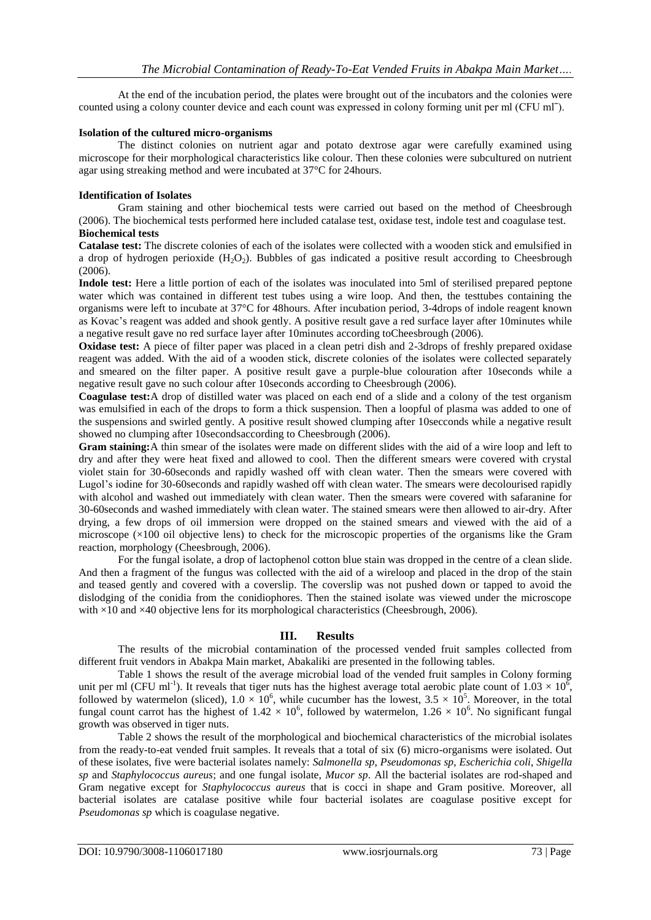At the end of the incubation period, the plates were brought out of the incubators and the colonies were counted using a colony counter device and each count was expressed in colony forming unit per ml (CFU ml⁻).

**Isolation of the cultured micro-organisms**

The distinct colonies on nutrient agar and potato dextrose agar were carefully examined using microscope for their morphological characteristics like colour. Then these colonies were subcultured on nutrient agar using streaking method and were incubated at 37°C for 24hours.

**Identification of Isolates**

Gram staining and other biochemical tests were carried out based on the method of Cheesbrough (2006). The biochemical tests performed here included catalase test, oxidase test, indole test and coagulase test.

**Biochemical tests**

**Catalase test:** The discrete colonies of each of the isolates were collected with a wooden stick and emulsified in a drop of hydrogen perioxide ($H_2O_2$). Bubbles of gas indicated a positive result according to Cheesbrough (2006).

**Indole test:** Here a little portion of each of the isolates was inoculated into 5ml of sterilised prepared peptone water which was contained in different test tubes using a wire loop. And then, the testtubes containing the organisms were left to incubate at 37°C for 48hours. After incubation period, 3-4drops of indole reagent known as Kovac's reagent was added and shook gently. A positive result gave a red surface layer after 10minutes while a negative result gave no red surface layer after 10minutes according toCheesbrough (2006).

**Oxidase test:** A piece of filter paper was placed in a clean petri dish and 2-3drops of freshly prepared oxidase reagent was added. With the aid of a wooden stick, discrete colonies of the isolates were collected separately and smeared on the filter paper. A positive result gave a purple-blue colouration after 10seconds while a negative result gave no such colour after 10seconds according to Cheesbrough (2006).

**Coagulase test:**A drop of distilled water was placed on each end of a slide and a colony of the test organism was emulsified in each of the drops to form a thick suspension. Then a loopful of plasma was added to one of the suspensions and swirled gently. A positive result showed clumping after 10secconds while a negative result showed no clumping after 10secondsaccording to Cheesbrough (2006).

**Gram staining:**A thin smear of the isolates were made on different slides with the aid of a wire loop and left to dry and after they were heat fixed and allowed to cool. Then the different smears were covered with crystal violet stain for 30-60seconds and rapidly washed off with clean water. Then the smears were covered with Lugol's iodine for 30-60seconds and rapidly washed off with clean water. The smears were decolourised rapidly with alcohol and washed out immediately with clean water. Then the smears were covered with safaranine for 30-60seconds and washed immediately with clean water. The stained smears were then allowed to air-dry. After drying, a few drops of oil immersion were dropped on the stained smears and viewed with the aid of a microscope (×100 oil objective lens) to check for the microscopic properties of the organisms like the Gram reaction, morphology (Cheesbrough, 2006).

For the fungal isolate, a drop of lactophenol cotton blue stain was dropped in the centre of a clean slide. And then a fragment of the fungus was collected with the aid of a wireloop and placed in the drop of the stain and teased gently and covered with a coverslip. The coverslip was not pushed down or tapped to avoid the dislodging of the conidia from the conidiophores. Then the stained isolate was viewed under the microscope with ×10 and ×40 objective lens for its morphological characteristics (Cheesbrough, 2006).

## III. Results

The results of the microbial contamination of the processed vended fruit samples collected from different fruit vendors in Abakpa Main market, Abakaliki are presented in the following tables.

Table 1 shows the result of the average microbial load of the vended fruit samples in Colony forming unit per ml (CFU $ml^{-1}$). It reveals that tiger nuts has the highest average total aerobic plate count of $1.03 \times 10^6$, followed by watermelon (sliced), $1.0 \times 10^6$, while cucumber has the lowest, $3.5 \times 10^5$. Moreover, in the total fungal count carrot has the highest of $1.42 \times 10^6$, followed by watermelon, $1.26 \times 10^6$. No significant fungal growth was observed in tiger nuts.

Table 2 shows the result of the morphological and biochemical characteristics of the microbial isolates from the ready-to-eat vended fruit samples. It reveals that a total of six (6) micro-organisms were isolated. Out of these isolates, five were bacterial isolates namely: *Salmonella sp*, *Pseudomonas sp*, *Escherichia coli*, *Shigella sp* and *Staphylococcus aureus*; and one fungal isolate, *Mucor sp*. All the bacterial isolates are rod-shaped and Gram negative except for *Staphylococcus aureus* that is cocci in shape and Gram positive. Moreover, all bacterial isolates are catalase positive while four bacterial isolates are coagulase positive except for *Pseudomonas sp* which is coagulase negative.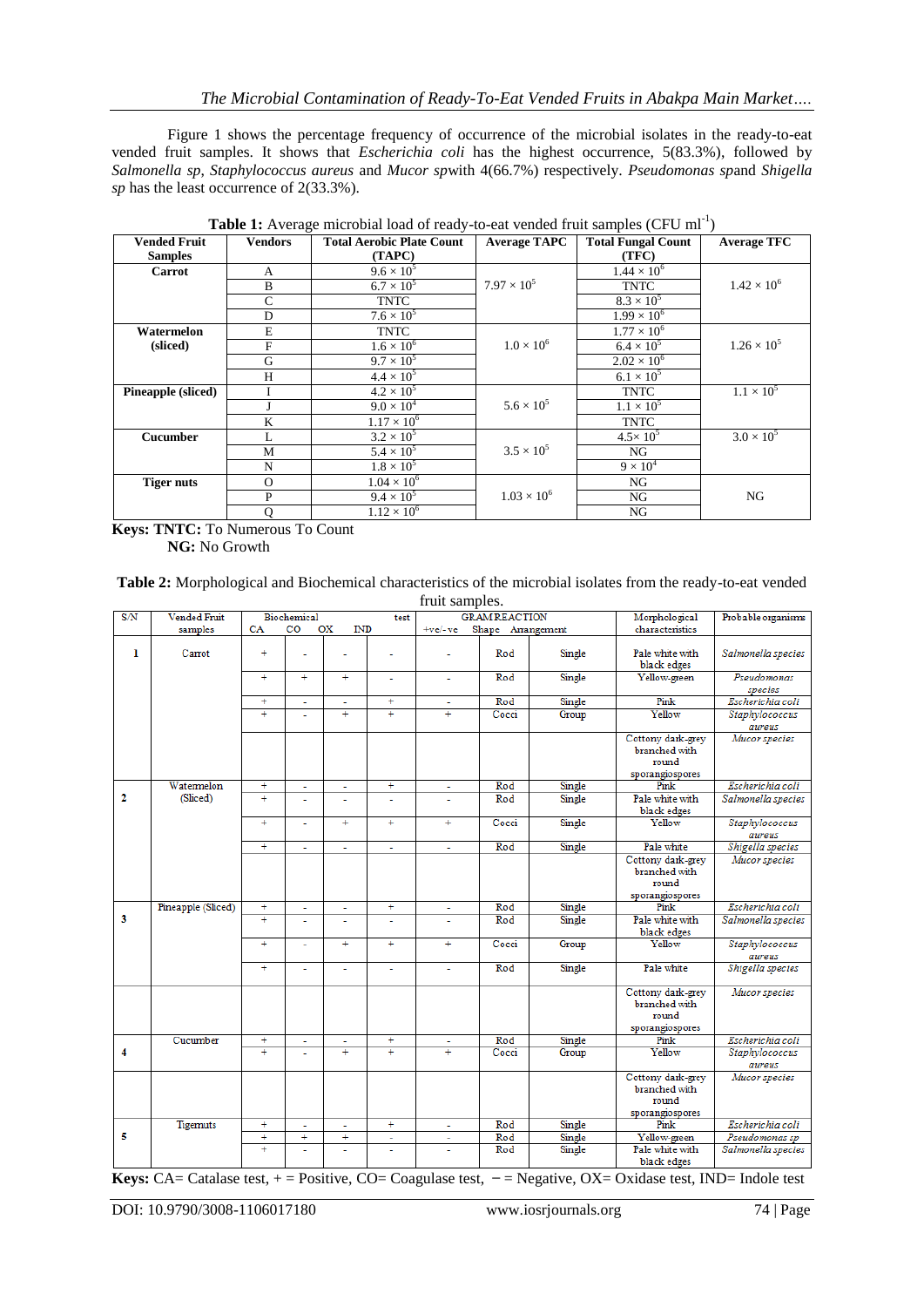Figure 1 shows the percentage frequency of occurrence of the microbial isolates in the ready-to-eat vended fruit samples. It shows that *Escherichia coli* has the highest occurrence, 5(83.3%), followed by *Salmonella sp*, *Staphylococcus aureus* and *Mucor sp*with 4(66.7%) respectively. *Pseudomonas sp*and *Shigella sp* has the least occurrence of 2(33.3%).

**Table 1:** Average microbial load of ready-to-eat vended fruit samples (CFU $ml^{-1}$)

| Vended Fruit Samples | Vendors | Total Aerobic Plate Count (TAPC) | Average TAPC | Total Fungal Count (TFC) | Average TFC |
|---|---|---|---|---|---|
| Carrot | A | $9.6 \times 10^5$ | $7.97 \times 10^5$ | $1.44 \times 10^6$ | $1.42 \times 10^6$ |
| | B | $6.7 \times 10^5$ | | TNTC | |
| | C | TNTC | | $8.3 \times 10^5$ | |
| | D | $7.6 \times 10^5$ | | $1.99 \times 10^6$ | |
| Watermelon (sliced) | E | TNTC | $1.0 \times 10^6$ | $1.77 \times 10^6$ | $1.26 \times 10^5$ |
| | F | $1.6 \times 10^6$ | | $6.4 \times 10^5$ | |
| | G | $9.7 \times 10^5$ | | $2.02 \times 10^6$ | |
| | H | $4.4 \times 10^5$ | | $6.1 \times 10^5$ | |
| Pineapple (sliced) | I | $4.2 \times 10^5$ | $5.6 \times 10^5$ | TNTC | $1.1 \times 10^5$ |
| | J | $9.0 \times 10^4$ | | $1.1 \times 10^5$ | |
| | K | $1.17 \times 10^6$ | | TNTC | |
| Cucumber | L | $3.2 \times 10^5$ | $3.5 \times 10^5$ | $4.5 \times 10^5$ | $3.0 \times 10^5$ |
| | M | $5.4 \times 10^5$ | | NG | |
| | N | $1.8 \times 10^5$ | | $9 \times 10^4$ | |
| Tiger nuts | O | $1.04 \times 10^6$ | $1.03 \times 10^6$ | NG | NG |
| | P | $9.4 \times 10^5$ | | NG | |
| | Q | $1.12 \times 10^6$ | | NG | |

**Keys: TNTC:** To Numerous To Count
**NG:** No Growth

**Table 2:** Morphological and Biochemical characteristics of the microbial isolates from the ready-to-eat vended fruit samples.

| S/N | Vended Fruit samples | Biochemical test | | | | GRAM REACTION | | | Morphological characteristics | Probable organisms |
|---|---|---|---|---|---|---|---|---|---|---|
| | | CA | CO | OX | IND | +ve/-ve | Shape | Arrangement | | |
| 1 | Carrot | + | - | - | - | - | Rod | Single | Pale white with black edges | *Salmonella species* |
| | | + | + | + | - | - | Rod | Single | Yellow-green | *Pseudomonas species* |
| | | + | - | - | + | - | Rod | Single | Pink | *Escherichia coli* |
| | | + | - | + | + | + | Cocci | Group | Yellow | *Staphylococcus aureus* |
| | | | | | | | | | Cottony dark-grey branched with round sporangiospores | *Mucor species* |
| 2 | Watermelon (Sliced) | + | - | - | + | - | Rod | Single | Pink | *Escherichia coli* |
| | | + | - | - | - | - | Rod | Single | Pale white with black edges | *Salmonella species* |
| | | + | - | + | + | + | Cocci | Single | Yellow | *Staphylococcus aureus* |
| | | + | - | - | - | - | Rod | Single | Pale white | *Shigella species* |
| | | | | | | | | | Cottony dark-grey branched with round sporangiospores | *Mucor species* |
| 3 | Pineapple (Sliced) | + | - | - | + | - | Rod | Single | Pink | *Escherichia coli* |
| | | + | - | - | - | - | Rod | Single | Pale white with black edges | *Salmonella species* |
| | | + | - | + | + | + | Cocci | Group | Yellow | *Staphylococcus aureus* |
| | | + | - | - | - | - | Rod | Single | Pale white | *Shigella species* |
| | | | | | | | | | Cottony dark-grey branched with round sporangiospores | *Mucor species* |
| 4 | Cucumber | + | - | - | + | - | Rod | Single | Pink | *Escherichia coli* |
| | | + | - | + | + | + | Cocci | Group | Yellow | *Staphylococcus aureus* |
| | | | | | | | | | Cottony dark-grey branched with round sporangiospores | *Mucor species* |
| 5 | Tigernuts | + | - | - | + | - | Rod | Single | Pink | *Escherichia coli* |
| | | + | + | + | - | - | Rod | Single | Yellow-green | *Pseudomonas sp* |
| | | + | - | - | - | - | Rod | Single | Pale white with black edges | *Salmonella species* |

**Keys:** CA= Catalase test, + = Positive, CO= Coagulase test, − = Negative, OX= Oxidase test, IND= Indole test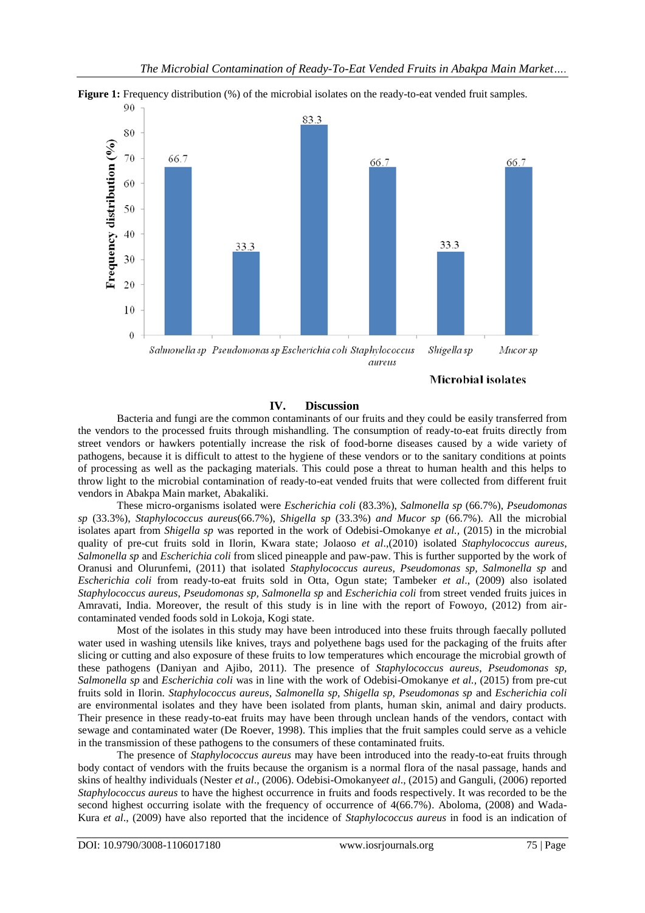**Figure 1:** Frequency distribution (%) of the microbial isolates on the ready-to-eat vended fruit samples.

| Microbial isolates | Frequency distribution (%) |
|---|---|
| *Salmonella sp* | 66.7 |
| *Pseudomonas sp* | 33.3 |
| *Escherichia coli* | 83.3 |
| *Staphylococcus aureus* | 66.7 |
| *Shigella sp* | 33.3 |
| *Mucor sp* | 66.7 |

## IV. Discussion

Bacteria and fungi are the common contaminants of our fruits and they could be easily transferred from the vendors to the processed fruits through mishandling. The consumption of ready-to-eat fruits directly from street vendors or hawkers potentially increase the risk of food-borne diseases caused by a wide variety of pathogens, because it is difficult to attest to the hygiene of these vendors or to the sanitary conditions at points of processing as well as the packaging materials. This could pose a threat to human health and this helps to throw light to the microbial contamination of ready-to-eat vended fruits that were collected from different fruit vendors in Abakpa Main market, Abakaliki.

These micro-organisms isolated were *Escherichia coli* (83.3%), *Salmonella sp* (66.7%), *Pseudomonas sp* (33.3%), *Staphylococcus aureus*(66.7%), *Shigella sp* (33.3%) *and Mucor sp* (66.7%). All the microbial isolates apart from *Shigella sp* was reported in the work of Odebisi-Omokanye *et al.,* (2015) in the microbial quality of pre-cut fruits sold in Ilorin, Kwara state; Jolaoso *et al*.,(2010) isolated *Staphylococcus aureus*, *Salmonella sp* and *Escherichia coli* from sliced pineapple and paw-paw. This is further supported by the work of Oranusi and Olurunfemi, (2011) that isolated *Staphylococcus aureus*, *Pseudomonas sp*, *Salmonella sp* and *Escherichia coli* from ready-to-eat fruits sold in Otta, Ogun state; Tambeker *et al*., (2009) also isolated *Staphylococcus aureus*, *Pseudomonas sp*, *Salmonella sp* and *Escherichia coli* from street vended fruits juices in Amravati, India. Moreover, the result of this study is in line with the report of Fowoyo, (2012) from air-contaminated vended foods sold in Lokoja, Kogi state.

Most of the isolates in this study may have been introduced into these fruits through faecally polluted water used in washing utensils like knives, trays and polyethene bags used for the packaging of the fruits after slicing or cutting and also exposure of these fruits to low temperatures which encourage the microbial growth of these pathogens (Daniyan and Ajibo, 2011). The presence of *Staphylococcus aureus*, *Pseudomonas sp*, *Salmonella sp* and *Escherichia coli* was in line with the work of Odebisi-Omokanye *et al.,* (2015) from pre-cut fruits sold in Ilorin. *Staphylococcus aureus*, *Salmonella sp*, *Shigella sp, Pseudomonas sp* and *Escherichia coli* are environmental isolates and they have been isolated from plants, human skin, animal and dairy products. Their presence in these ready-to-eat fruits may have been through unclean hands of the vendors, contact with sewage and contaminated water (De Roever, 1998). This implies that the fruit samples could serve as a vehicle in the transmission of these pathogens to the consumers of these contaminated fruits.

The presence of *Staphylococcus aureus* may have been introduced into the ready-to-eat fruits through body contact of vendors with the fruits because the organism is a normal flora of the nasal passage, hands and skins of healthy individuals (Nester *et al*., (2006). Odebisi-Omokanye*et al*., (2015) and Ganguli, (2006) reported *Staphylococcus aureus* to have the highest occurrence in fruits and foods respectively. It was recorded to be the second highest occurring isolate with the frequency of occurrence of 4(66.7%). Aboloma, (2008) and Wada-Kura *et al*., (2009) have also reported that the incidence of *Staphylococcus aureus* in food is an indication of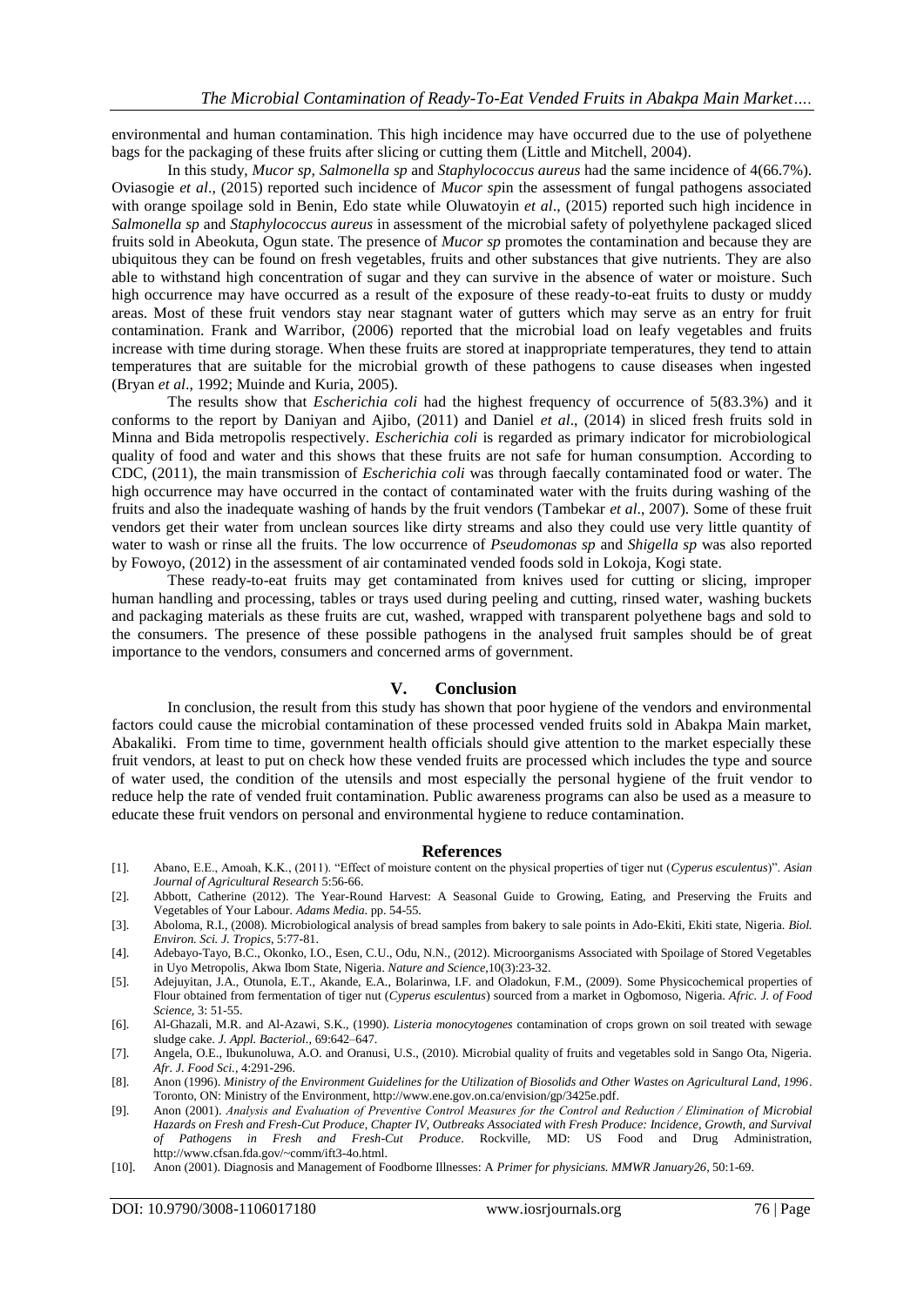environmental and human contamination. This high incidence may have occurred due to the use of polyethene bags for the packaging of these fruits after slicing or cutting them (Little and Mitchell, 2004).

In this study, *Mucor sp*, *Salmonella sp* and *Staphylococcus aureus* had the same incidence of 4(66.7%). Oviasogie *et al*., (2015) reported such incidence of *Mucor sp*in the assessment of fungal pathogens associated with orange spoilage sold in Benin, Edo state while Oluwatoyin *et al*., (2015) reported such high incidence in *Salmonella sp* and *Staphylococcus aureus* in assessment of the microbial safety of polyethylene packaged sliced fruits sold in Abeokuta, Ogun state. The presence of *Mucor sp* promotes the contamination and because they are ubiquitous they can be found on fresh vegetables, fruits and other substances that give nutrients. They are also able to withstand high concentration of sugar and they can survive in the absence of water or moisture. Such high occurrence may have occurred as a result of the exposure of these ready-to-eat fruits to dusty or muddy areas. Most of these fruit vendors stay near stagnant water of gutters which may serve as an entry for fruit contamination. Frank and Warribor, (2006) reported that the microbial load on leafy vegetables and fruits increase with time during storage. When these fruits are stored at inappropriate temperatures, they tend to attain temperatures that are suitable for the microbial growth of these pathogens to cause diseases when ingested (Bryan *et al*., 1992; Muinde and Kuria, 2005).

The results show that *Escherichia coli* had the highest frequency of occurrence of 5(83.3%) and it conforms to the report by Daniyan and Ajibo, (2011) and Daniel *et al*., (2014) in sliced fresh fruits sold in Minna and Bida metropolis respectively. *Escherichia coli* is regarded as primary indicator for microbiological quality of food and water and this shows that these fruits are not safe for human consumption. According to CDC, (2011), the main transmission of *Escherichia coli* was through faecally contaminated food or water. The high occurrence may have occurred in the contact of contaminated water with the fruits during washing of the fruits and also the inadequate washing of hands by the fruit vendors (Tambekar *et al*., 2007). Some of these fruit vendors get their water from unclean sources like dirty streams and also they could use very little quantity of water to wash or rinse all the fruits. The low occurrence of *Pseudomonas sp* and *Shigella sp* was also reported by Fowoyo, (2012) in the assessment of air contaminated vended foods sold in Lokoja, Kogi state.

These ready-to-eat fruits may get contaminated from knives used for cutting or slicing, improper human handling and processing, tables or trays used during peeling and cutting, rinsed water, washing buckets and packaging materials as these fruits are cut, washed, wrapped with transparent polyethene bags and sold to the consumers. The presence of these possible pathogens in the analysed fruit samples should be of great importance to the vendors, consumers and concerned arms of government.

## V. Conclusion

In conclusion, the result from this study has shown that poor hygiene of the vendors and environmental factors could cause the microbial contamination of these processed vended fruits sold in Abakpa Main market, Abakaliki. From time to time, government health officials should give attention to the market especially these fruit vendors, at least to put on check how these vended fruits are processed which includes the type and source of water used, the condition of the utensils and most especially the personal hygiene of the fruit vendor to reduce help the rate of vended fruit contamination. Public awareness programs can also be used as a measure to educate these fruit vendors on personal and environmental hygiene to reduce contamination.

## References

[1]. Abano, E.E., Amoah, K.K., (2011). "Effect of moisture content on the physical properties of tiger nut (*Cyperus esculentus*)". *Asian Journal of Agricultural Research* 5:56-66.

[2]. Abbott, Catherine (2012). The Year-Round Harvest: A Seasonal Guide to Growing, Eating, and Preserving the Fruits and Vegetables of Your Labour. *Adams Media*. pp. 54-55.

[3]. Aboloma, R.I., (2008). Microbiological analysis of bread samples from bakery to sale points in Ado-Ekiti, Ekiti state, Nigeria. *Biol. Environ. Sci. J. Tropics*, 5:77-81.

[4]. Adebayo-Tayo, B.C., Okonko, I.O., Esen, C.U., Odu, N.N., (2012). Microorganisms Associated with Spoilage of Stored Vegetables in Uyo Metropolis, Akwa Ibom State, Nigeria. *Nature and Science*,10(3):23-32.

[5]. Adejuyitan, J.A., Otunola, E.T., Akande, E.A., Bolarinwa, I.F. and Oladokun, F.M., (2009). Some Physicochemical properties of Flour obtained from fermentation of tiger nut (*Cyperus esculentus*) sourced from a market in Ogbomoso, Nigeria. *Afric. J. of Food Science*, 3: 51-55.

[6]. Al-Ghazali, M.R. and Al-Azawi, S.K., (1990). *Listeria monocytogenes* contamination of crops grown on soil treated with sewage sludge cake. *J. Appl. Bacteriol.*, 69:642–647.

[7]. Angela, O.E., Ibukunoluwa, A.O. and Oranusi, U.S., (2010). Microbial quality of fruits and vegetables sold in Sango Ota, Nigeria. *Afr. J. Food Sci.*, 4:291-296.

[8]. Anon (1996). *Ministry of the Environment Guidelines for the Utilization of Biosolids and Other Wastes on Agricultural Land, 1996*. Toronto, ON: Ministry of the Environment, http://www.ene.gov.on.ca/envision/gp/3425e.pdf.

[9]. Anon (2001). *Analysis and Evaluation of Preventive Control Measures for the Control and Reduction / Elimination of Microbial Hazards on Fresh and Fresh-Cut Produce, Chapter IV, Outbreaks Associated with Fresh Produce: Incidence, Growth, and Survival of Pathogens in Fresh and Fresh-Cut Produce*. Rockville, MD: US Food and Drug Administration, http://www.cfsan.fda.gov/~comm/ift3-4o.html.

[10]. Anon (2001). Diagnosis and Management of Foodborne Illnesses: A *Primer for physicians. MMWR January26*, 50:1-69.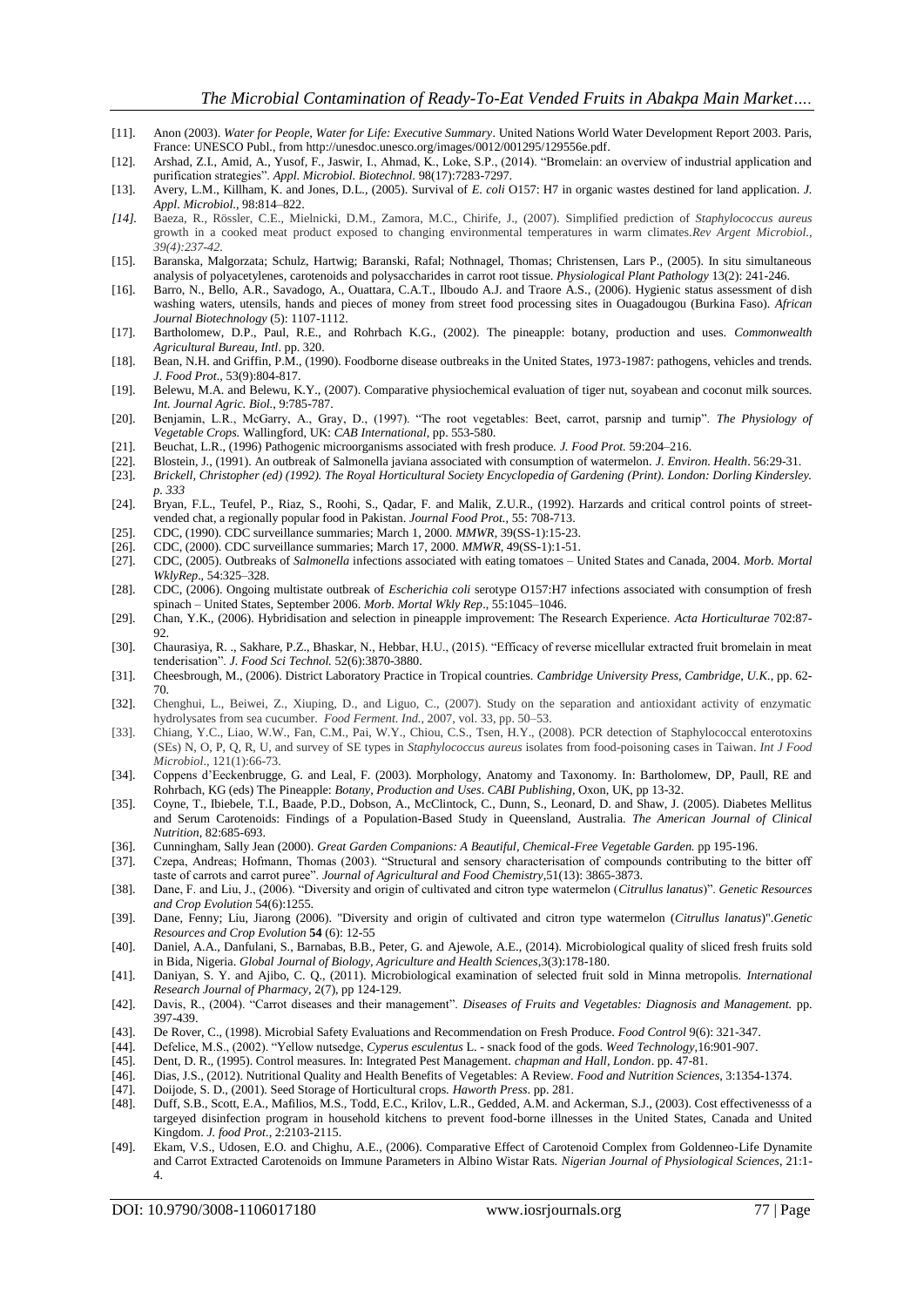[11]. Anon (2003). *Water for People, Water for Life: Executive Summary*. United Nations World Water Development Report 2003. Paris, France: UNESCO Publ., from http://unesdoc.unesco.org/images/0012/001295/129556e.pdf.

[12]. Arshad, Z.I., Amid, A., Yusof, F., Jaswir, I., Ahmad, K., Loke, S.P., (2014). "Bromelain: an overview of industrial application and purification strategies". *Appl. Microbiol. Biotechnol.* 98(17):7283-7297.

[13]. Avery, L.M., Killham, K. and Jones, D.L., (2005). Survival of *E. coli* O157: H7 in organic wastes destined for land application. *J. Appl. Microbiol.*, 98:814–822.

*[14].* Baeza, R., Rössler, C.E., Mielnicki, D.M., Zamora, M.C., Chirife, J., (2007). Simplified prediction of *Staphylococcus aureus* growth in a cooked meat product exposed to changing environmental temperatures in warm climates.*Rev Argent Microbiol., 39(4):237-42.*

[15]. Baranska, Malgorzata; Schulz, Hartwig; Baranski, Rafal; Nothnagel, Thomas; Christensen, Lars P., (2005). In situ simultaneous analysis of polyacetylenes, carotenoids and polysaccharides in carrot root tissue. *Physiological Plant Pathology* 13(2): 241-246.

[16]. Barro, N., Bello, A.R., Savadogo, A., Ouattara, C.A.T., Ilboudo A.J. and Traore A.S., (2006). Hygienic status assessment of dish washing waters, utensils, hands and pieces of money from street food processing sites in Ouagadougou (Burkina Faso). *African Journal Biotechnology* (5): 1107-1112.

[17]. Bartholomew, D.P., Paul, R.E., and Rohrbach K.G., (2002). The pineapple: botany, production and uses. *Commonwealth Agricultural Bureau, Intl*. pp. 320.

[18]. Bean, N.H. and Griffin, P.M., (1990). Foodborne disease outbreaks in the United States, 1973-1987: pathogens, vehicles and trends. *J. Food Prot.*, 53(9):804-817.

[19]. Belewu, M.A. and Belewu, K.Y., (2007). Comparative physiochemical evaluation of tiger nut, soyabean and coconut milk sources. *Int. Journal Agric. Biol.*, 9:785-787.

[20]. Benjamin, L.R., McGarry, A., Gray, D., (1997). "The root vegetables: Beet, carrot, parsnip and turnip". *The Physiology of Vegetable Crops.* Wallingford, UK: *CAB International*, pp. 553-580.

[21]. Beuchat, L.R., (1996) Pathogenic microorganisms associated with fresh produce. *J. Food Prot.* 59:204–216.

[22]. Blostein, J., (1991). An outbreak of Salmonella javiana associated with consumption of watermelon. *J. Environ. Health*. 56:29-31.

[23]. *Brickell, Christopher (ed) (1992). The Royal Horticultural Society Encyclopedia of Gardening (Print). London: Dorling Kindersley. p. 333*

[24]. Bryan, F.L., Teufel, P., Riaz, S., Roohi, S., Qadar, F. and Malik, Z.U.R., (1992). Harzards and critical control points of street-vended chat, a regionally popular food in Pakistan. *Journal Food Prot.*, 55: 708-713.

[25]. CDC, (1990). CDC surveillance summaries; March 1, 2000. *MMWR*, 39(SS-1):15-23.

[26]. CDC, (2000). CDC surveillance summaries; March 17, 2000. *MMWR*, 49(SS-1):1-51.

[27]. CDC, (2005). Outbreaks of *Salmonella* infections associated with eating tomatoes – United States and Canada, 2004. *Morb. Mortal WklyRep*., 54:325–328.

[28]. CDC, (2006). Ongoing multistate outbreak of *Escherichia coli* serotype O157:H7 infections associated with consumption of fresh spinach – United States, September 2006. *Morb. Mortal Wkly Rep*., 55:1045–1046.

[29]. Chan, Y.K., (2006). Hybridisation and selection in pineapple improvement: The Research Experience. *Acta Horticulturae* 702:87-92.

[30]. Chaurasiya, R. ., Sakhare, P.Z., Bhaskar, N., Hebbar, H.U., (2015). "Efficacy of reverse micellular extracted fruit bromelain in meat tenderisation". *J. Food Sci Technol.* 52(6):3870-3880.

[31]. Cheesbrough, M., (2006). District Laboratory Practice in Tropical countries. *Cambridge University Press, Cambridge, U.K*., pp. 62-70.

[32]. Chenghui, L., Beiwei, Z., Xiuping, D., and Liguo, C., (2007). Study on the separation and antioxidant activity of enzymatic hydrolysates from sea cucumber. *Food Ferment. Ind.*, 2007, vol. 33, pp. 50–53.

[33]. Chiang, Y.C., Liao, W.W., Fan, C.M., Pai, W.Y., Chiou, C.S., Tsen, H.Y., (2008). PCR detection of Staphylococcal enterotoxins (SEs) N, O, P, Q, R, U, and survey of SE types in *Staphylococcus aureus* isolates from food-poisoning cases in Taiwan. *Int J Food Microbiol*., 121(1):66-73.

[34]. Coppens d'Eeckenbrugge, G. and Leal, F. (2003). Morphology, Anatomy and Taxonomy. In: Bartholomew, DP, Paull, RE and Rohrbach, KG (eds) The Pineapple: *Botany, Production and Uses*. *CABI Publishing*, Oxon, UK, pp 13-32.

[35]. Coyne, T., Ibiebele, T.I., Baade, P.D., Dobson, A., McClintock, C., Dunn, S., Leonard, D. and Shaw, J. (2005). Diabetes Mellitus and Serum Carotenoids: Findings of a Population-Based Study in Queensland, Australia. *The American Journal of Clinical Nutrition*, 82:685-693.

[36]. Cunningham, Sally Jean (2000). *Great Garden Companions: A Beautiful, Chemical-Free Vegetable Garden.* pp 195-196.

[37]. Czepa, Andreas; Hofmann, Thomas (2003). "Structural and sensory characterisation of compounds contributing to the bitter off taste of carrots and carrot puree". *Journal of Agricultural and Food Chemistry*,51(13): 3865-3873.

[38]. Dane, F. and Liu, J., (2006). "Diversity and origin of cultivated and citron type watermelon (*Citrullus lanatus*)". *Genetic Resources and Crop Evolution* 54(6):1255.

[39]. Dane, Fenny; Liu, Jiarong (2006). "Diversity and origin of cultivated and citron type watermelon (*Citrullus lanatus*)".*Genetic Resources and Crop Evolution* **54** (6): 12-55

[40]. Daniel, A.A., Danfulani, S., Barnabas, B.B., Peter, G. and Ajewole, A.E., (2014). Microbiological quality of sliced fresh fruits sold in Bida, Nigeria. *Global Journal of Biology, Agriculture and Health Sciences*,3(3):178-180.

[41]. Daniyan, S. Y. and Ajibo, C. Q., (2011). Microbiological examination of selected fruit sold in Minna metropolis. *International Research Journal of Pharmacy*, 2(7), pp 124-129.

[42]. Davis, R., (2004). "Carrot diseases and their management". *Diseases of Fruits and Vegetables: Diagnosis and Management.* pp. 397-439.

[43]. De Rover, C., (1998). Microbial Safety Evaluations and Recommendation on Fresh Produce. *Food Control* 9(6): 321-347.

[44]. Defelice, M.S., (2002). "Yellow nutsedge, *Cyperus esculentus* L. - snack food of the gods. *Weed Technology*,16:901-907.

[45]. Dent, D. R., (1995). Control measures. In: Integrated Pest Management. *chapman and Hall, London*. pp. 47-81.

[46]. Dias, J.S., (2012). Nutritional Quality and Health Benefits of Vegetables: A Review. *Food and Nutrition Sciences*, 3:1354-1374.

[47]. Doijode, S. D., (2001). Seed Storage of Horticultural crops. *Haworth Press.* pp. 281.

[48]. Duff, S.B., Scott, E.A., Mafilios, M.S., Todd, E.C., Krilov, L.R., Gedded, A.M. and Ackerman, S.J., (2003). Cost effectivenesss of a targeyed disinfection program in household kitchens to prevent food-borne illnesses in the United States, Canada and United Kingdom. *J. food Prot.*, 2:2103-2115.

[49]. Ekam, V.S., Udosen, E.O. and Chighu, A.E., (2006). Comparative Effect of Carotenoid Complex from Goldenneo-Life Dynamite and Carrot Extracted Carotenoids on Immune Parameters in Albino Wistar Rats. *Nigerian Journal of Physiological Sciences*, 21:1-4.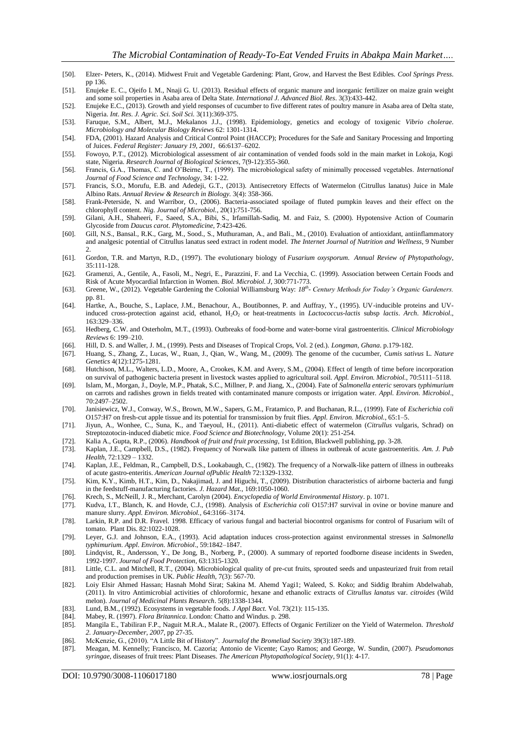[50]. Elzer- Peters, K., (2014). Midwest Fruit and Vegetable Gardening: Plant, Grow, and Harvest the Best Edibles. *Cool Springs Press*. pp 136.

[51]. Enujeke E. C., Ojeifo I. M., Nnaji G. U. (2013). Residual effects of organic manure and inorganic fertilizer on maize grain weight and some soil properties in Asaba area of Delta State. *International J. Advanced Biol. Res*. 3(3):433-442.

[52]. Enujeke E.C., (2013). Growth and yield responses of cucumber to five different rates of poultry manure in Asaba area of Delta state, Nigeria. *Int. Res. J. Agric. Sci. Soil Sci.* 3(11):369-375.

[53]. Faruque, S.M., Albert, M.J., Mekalanos J.J., (1998). Epidemiology, genetics and ecology of toxigenic *Vibrio cholerae*. *Microbiology and Molecular Biology Reviews* 62: 1301-1314.

[54]. FDA, (2001). Hazard Analysis and Critical Control Point (HACCP); Procedures for the Safe and Sanitary Processing and Importing of Juices. *Federal Register: January 19, 2001*, 66:6137–6202.

[55]. Fowoyo, P.T., (2012). Microbiological assessment of air contamination of vended foods sold in the main market in Lokoja, Kogi state, Nigeria. *Research Journal of Biological Sciences*, 7(9-12):355-360.

[56]. Francis, G.A., Thomas, C. and O'Beirne, T., (1999). The microbiological safety of minimally processed vegetables. *International Journal of Food Science and Technology*, 34: 1-22.

[57]. Francis, S.O., Morufu, E.B. and Adedeji, G.T., (2013). Antisecretory Effects of Watermelon (Citrullus lanatus) Juice in Male Albino Rats. *Annual Review & Research in Biology.* 3(4): 358-366.

[58]. Frank-Peterside, N. and Warribor, O., (2006). Bacteria-associated spoilage of fluted pumpkin leaves and their effect on the chlorophyll content. *Nig. Journal of Microbiol.*, 20(1):751-756.

[59]. Gilani, A.H., Shaheeri, F., Saeed, S.A., Bibi, S., Irfamillah-Sadiq, M. and Faiz, S. (2000). Hypotensive Action of Coumarin Glycoside from *Daucus carot*. *Phytomedicine*, **7**:423-426.

[60]. Gill, N.S., Bansal., R.K., Garg, M., Sood., S., Muthuraman, A., and Bali., M., (2010). Evaluation of antioxidant, antiinflammatory and analgesic potential of Citrullus lanatus seed extract in rodent model. *The Internet Journal of Nutrition and Wellness*, 9 Number 2.

[61]. Gordon, T.R. and Martyn, R.D., (1997). The evolutionary biology of *Fusarium oxysporum*. *Annual Review of Phytopathology*, 35:111-128.

[62]. Gramenzi, A., Gentile, A., Fasoli, M., Negri, E., Parazzini, F. and La Vecchia, C. (1999). Association between Certain Foods and Risk of Acute Myocardial Infarction in Women. *Biol. Microbiol. J*, 300:771-773.

[63]. Greene, W., (2012). Vegetable Gardening the Colonial Williamsburg Way: *18th- Century Methods for Today's Organic Gardeners.* pp. 81.

[64]. Hartke, A., Bouche, S., Laplace, J.M., Benachour, A., Boutibonnes, P. and Auffray, Y., (1995). UV-inducible proteins and UV-induced cross-protection against acid, ethanol, $H_2O_2$ or heat-treatments in *Lactococcus-lactis* subsp *lactis*. *Arch. Microbiol*., 163:329–336.

[65]. Hedberg, C.W. and Osterholm, M.T., (1993). Outbreaks of food-borne and water-borne viral gastroenteritis. *Clinical Microbiology Reviews* 6: 199–210.

[66]. Hill, D. S. and Waller, J. M., (1999). Pests and Diseases of Tropical Crops, Vol. 2 (ed.). *Longman, Ghana*. p.179-182.

[67]. Huang, S., Zhang, Z., Lucas, W., Ruan, J., Qian, W., Wang, M., (2009). The genome of the cucumber, *Cumis sativus* L. *Nature Genetics* 4(12):1275-1281.

[68]. Hutchison, M.L., Walters, L.D., Moore, A., Crookes, K.M. and Avery, S.M., (2004). Effect of length of time before incorporation on survival of pathogenic bacteria present in livestock wastes applied to agricultural soil. *Appl. Environ. Microbiol.*, 70:5111–5118.

[69]. Islam, M., Morgan, J., Doyle, M.P., Phatak, S.C., Millner, P. and Jiang, X., (2004). Fate of *Salmonella enteric* serovars *typhimurium* on carrots and radishes grown in fields treated with contaminated manure composts or irrigation water. *Appl. Environ. Microbiol*., 70:2497–2502.

[70]. Janisiewicz, W.J., Conway, W.S., Brown, M.W., Sapers, G.M., Fratamico, P. and Buchanan, R.L., (1999). Fate of *Escherichia coli* O157:H7 on fresh-cut apple tissue and its potential for transmission by fruit flies. *Appl. Environ. Microbiol.*, 65:1–5.

[71]. Jiyun, A., Wonhee, C., Suna, K., and Taeyoul, H., (2011). Anti-diabetic effect of watermelon (*Citrullus* vulgaris, Schrad) on Streptozotocin-induced diabetic mice. *Food Science and Biotechnology*, Volume 20(1): 251-254.

[72]. Kalia A., Gupta, R.P., (2006). *Handbook of fruit and fruit processing*, 1st Edition, Blackwell publishing, pp. 3-28.

[73]. Kaplan, J.E., Campbell, D.S., (1982). Frequency of Norwalk like pattern of illness in outbreak of acute gastroenteritis. *Am. J. Pub Health*, 72:1329 – 1332.

[74]. Kaplan, J.E., Feldman, R., Campbell, D.S., Lookabaugh, C., (1982). The frequency of a Norwalk-like pattern of illness in outbreaks of acute gastro-enteritis. *American Journal ofPublic Health* 72:1329-1332.

[75]. Kim, K.Y., Kimb, H.T., Kim, D., Nakajimad, J. and Higuchi, T., (2009). Distribution characteristics of airborne bacteria and fungi in the feedstuff-manufacturing factories. *J. Hazard Mat.*, 169:1050-1060.

[76]. Krech, S., McNeill, J. R., Merchant, Carolyn (2004). *Encyclopedia of World Environmental History*. p. 1071.

[77]. Kudva, I.T., Blanch, K. and Hovde, C.J., (1998). Analysis of *Escherichia coli* O157:H7 survival in ovine or bovine manure and manure slurry. *Appl. Environ. Microbiol.,* 64:3166–3174.

[78]. Larkin, R.P. and D.R. Fravel. 1998. Efficacy of various fungal and bacterial biocontrol organisms for control of Fusarium wilt of tomato. Plant Dis. 82:1022-1028.

[79]. Leyer, G.J. and Johnson, E.A., (1993). Acid adaptation induces cross-protection against environmental stresses in *Salmonella typhimurium*. *Appl. Environ. Microbiol*., 59:1842–1847.

[80]. Lindqvist, R., Andersson, Y., De Jong, B., Norberg, P., (2000). A summary of reported foodborne disease incidents in Sweden, 1992-1997. *Journal of Food Protection*, 63:1315-1320.

[81]. Little, C.L. and Mitchell, R.T., (2004). Microbiological quality of pre-cut fruits, sprouted seeds and unpasteurized fruit from retail and production premises in UK. *Public Health*, 7(3): 567-70.

[82]. Loiy Elsir Ahmed Hassan; Hasnah Mohd Sirat; Sakina M. Ahemd Yagi1; Waleed, S. Koko; and Siddig Ibrahim Abdelwahab, (2011). In vitro Antimicrobial activities of chloroformic, hexane and ethanolic extracts of *Citrullus lanatus* var. *citroides* (Wild melon). *Journal of Medicinal Plants Research*. 5(8):1338-1344.

[83]. Lund, B.M., (1992). Ecosystems in vegetable foods. *J Appl Bact*. Vol. 73(21): 115-135.

[84]. Mabey, R. (1997). *Flora Britannica*. London: Chatto and Windus. p. 298.

[85]. Mangila E., Tabiliran F.P., Naguit M.R.A., Malate R., (2007). Effects of Organic Fertilizer on the Yield of Watermelon. *Threshold 2. January-December, 2007*, pp 27-35.

[86]. McKenzie, G., (2010). "A Little Bit of History". *Journalof the Bromeliad Society* 39(3):187-189.

[87]. Meagan, M. Kennelly; Francisco, M. Cazoria; Antonio de Vicente; Cayo Ramos; and George, W. Sundin, (2007). *Pseudomonas syringae*, diseases of fruit trees: Plant Diseases. *The American Phytopathological Society*, 91(1): 4-17.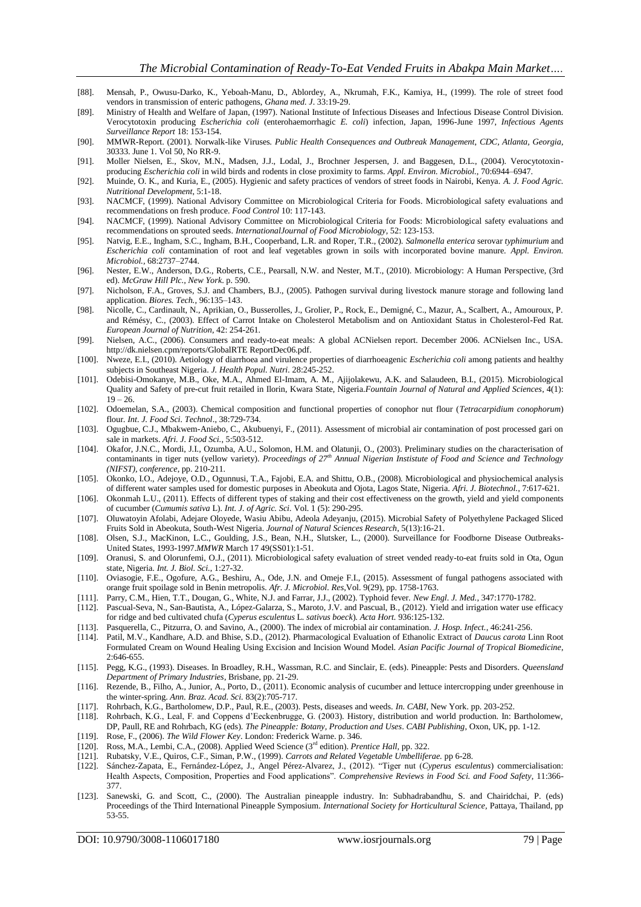[88]. Mensah, P., Owusu-Darko, K., Yeboah-Manu, D., Ablordey, A., Nkrumah, F.K., Kamiya, H., (1999). The role of street food vendors in transmission of enteric pathogens, *Ghana med. J*. 33:19-29.

[89]. Ministry of Health and Welfare of Japan, (1997). National Institute of Infectious Diseases and Infectious Disease Control Division. Verocytotoxin producing *Escherichia coli* (enterohaemorrhagic *E. coli*) infection, Japan, 1996-June 1997, *Infectious Agents Surveillance Report* 18: 153-154.

[90]. MMWR-Report. (2001). Norwalk-like Viruses. *Public Health Consequences and Outbreak Management, CDC, Atlanta, Georgia*, 30333. June 1. Vol 50, No RR-9.

[91]. Moller Nielsen, E., Skov, M.N., Madsen, J.J., Lodal, J., Brochner Jespersen, J. and Baggesen, D.L., (2004). Verocytotoxin-producing *Escherichia coli* in wild birds and rodents in close proximity to farms. *Appl. Environ. Microbiol.*, 70:6944–6947.

[92]. Muinde, O. K., and Kuria, E., (2005). Hygienic and safety practices of vendors of street foods in Nairobi, Kenya. *A. J. Food Agric. Nutritional Development*, 5:1-18.

[93]. NACMCF, (1999). National Advisory Committee on Microbiological Criteria for Foods. Microbiological safety evaluations and recommendations on fresh produce. *Food Control* 10: 117-143.

[94]. NACMCF, (1999). National Advisory Committee on Microbiological Criteria for Foods: Microbiological safety evaluations and recommendations on sprouted seeds. *InternationalJournal of Food Microbiology*, 52: 123-153.

[95]. Natvig, E.E., Ingham, S.C., Ingham, B.H., Cooperband, L.R. and Roper, T.R., (2002). *Salmonella enterica* serovar *typhimurium* and *Escherichia coli* contamination of root and leaf vegetables grown in soils with incorporated bovine manure. *Appl. Environ. Microbiol.*, 68:2737–2744.

[96]. Nester, E.W., Anderson, D.G., Roberts, C.E., Pearsall, N.W. and Nester, M.T., (2010). Microbiology: A Human Perspective, (3rd ed). *McGraw Hill Plc., New York*. p. 590.

[97]. Nicholson, F.A., Groves, S.J. and Chambers, B.J., (2005). Pathogen survival during livestock manure storage and following land application. *Biores. Tech.*, 96:135–143.

[98]. Nicolle, C., Cardinault, N., Aprikian, O., Busserolles, J., Grolier, P., Rock, E., Demigné, C., Mazur, A., Scalbert, A., Amouroux, P. and Rémésy, C., (2003). Effect of Carrot Intake on Cholesterol Metabolism and on Antioxidant Status in Cholesterol-Fed Rat. *European Journal of Nutrition*, 42: 254-261.

[99]. Nielsen, A.C., (2006). Consumers and ready-to-eat meals: A global ACNielsen report. December 2006. ACNielsen Inc., USA. http://dk.nielsen.cpm/reports/GlobalRTE ReportDec06.pdf.

[100]. Nweze, E.I., (2010). Aetiology of diarrhoea and virulence properties of diarrhoeagenic *Escherichia coli* among patients and healthy subjects in Southeast Nigeria. *J. Health Popul. Nutri.* 28:245-252.

[101]. Odebisi-Omokanye, M.B., Oke, M.A., Ahmed El-Imam, A. M., Ajijolakewu, A.K. and Salaudeen, B.I., (2015). Microbiological Quality and Safety of pre-cut fruit retailed in Ilorin, Kwara State, Nigeria.*Fountain Journal of Natural and Applied Sciences*, 4(1): 19 – 26.

[102]. Odoemelan, S.A., (2003). Chemical composition and functional properties of conophor nut flour (*Tetracarpidium conophorum*) flour. *Int. J. Food Sci. Technol*., 38:729-734.

[103]. Ogugbue, C.J., Mbakwem-Aniebo, C., Akubuenyi, F., (2011). Assessment of microbial air contamination of post processed gari on sale in markets. *Afri. J. Food Sci.*, 5:503-512.

[104]. Okafor, J.N.C., Mordi, J.I., Ozumba, A.U., Solomon, H.M. and Olatunji, O., (2003). Preliminary studies on the characterisation of contaminants in tiger nuts (yellow variety). *Proceedings of 27th Annual Nigerian Instistute of Food and Science and Technology (NIFST), conference*, pp. 210-211.

[105]. Okonko, I.O., Adejoye, O.D., Ogunnusi, T.A., Fajobi, E.A. and Shittu, O.B., (2008). Microbiological and physiochemical analysis of different water samples used for domestic purposes in Abeokuta and Ojota, Lagos State, Nigeria. *Afri. J. Biotechnol.*, 7:617-621.

[106]. Okonmah L.U., (2011). Effects of different types of staking and their cost effectiveness on the growth, yield and yield components of cucumber (*Cumumis sativa* L). *Int. J. of Agric. Sci.* Vol. 1 (5): 290-295.

[107]. Oluwatoyin Afolabi, Adejare Oloyede, Wasiu Abibu, Adeola Adeyanju, (2015). Microbial Safety of Polyethylene Packaged Sliced Fruits Sold in Abeokuta, South-West Nigeria. *Journal of Natural Sciences Research*, 5(13):16-21.

[108]. Olsen, S.J., MacKinon, L.C., Goulding, J.S., Bean, N.H., Slutsker, L., (2000). Surveillance for Foodborne Disease Outbreaks-United States, 1993-1997.*MMWR* March 17 49(SS01):1-51.

[109]. Oranusi, S. and Olorunfemi, O.J., (2011). Microbiological safety evaluation of street vended ready-to-eat fruits sold in Ota, Ogun state, Nigeria. *Int. J. Biol. Sci.*, 1:27-32.

[110]. Oviasogie, F.E., Ogofure, A.G., Beshiru, A., Ode, J.N. and Omeje F.I., (2015). Assessment of fungal pathogens associated with orange fruit spoilage sold in Benin metropolis. *Afr. J. Microbiol. Res*,Vol. 9(29), pp. 1758-1763.

[111]. Parry, C.M., Hien, T.T., Dougan, G., White, N.J. and Farrar, J.J., (2002). Typhoid fever. *New Engl. J. Med.*, 347:1770-1782.

[112]. Pascual-Seva, N., San-Bautista, A., López-Galarza, S., Maroto, J.V. and Pascual, B., (2012). Yield and irrigation water use efficacy for ridge and bed cultivated chufa (*Cyperus esculentus* L. *sativus boeck*). *Acta Hort.* 936:125-132.

[113]. Pasquerella, C., Pitzurra, O. and Savino, A., (2000). The index of microbial air contamination. *J. Hosp. Infect.*, 46:241-256.

[114]. Patil, M.V., Kandhare, A.D. and Bhise, S.D., (2012). Pharmacological Evaluation of Ethanolic Extract of *Daucus carota* Linn Root Formulated Cream on Wound Healing Using Excision and Incision Wound Model. *Asian Pacific Journal of Tropical Biomedicine*, 2:646-655.

[115]. Pegg, K.G., (1993). Diseases. In Broadley, R.H., Wassman, R.C. and Sinclair, E. (eds). Pineapple: Pests and Disorders. *Queensland Department of Primary Industries*, Brisbane, pp. 21-29.

[116]. Rezende, B., Filho, A., Junior, A., Porto, D., (2011). Economic analysis of cucumber and lettuce intercropping under greenhouse in the winter-spring. *Ann. Braz. Acad. Sci.* 83(2):705-717.

[117]. Rohrbach, K.G., Bartholomew, D.P., Paul, R.E., (2003). Pests, diseases and weeds. *In. CABI*, New York. pp. 203-252.

[118]. Rohrbach, K.G., Leal, F. and Coppens d'Eeckenbrugge, G. (2003). History, distribution and world production. In: Bartholomew, DP, Paull, RE and Rohrbach, KG (eds). *The Pineapple: Botany, Production and Uses*. *CABI Publishing*, Oxon, UK, pp. 1-12.

[119]. Rose, F., (2006). *The Wild Flower Key*. London: Frederick Warne. p. 346.

[120]. Ross, M.A., Lembi, C.A., (2008). Applied Weed Science (3rd edition). *Prentice Hall*, pp. 322.

[121]. Rubatsky, V.E., Quiros, C.F., Siman, P.W., (1999). *Carrots and Related Vegetable Umbelliferae.* pp 6-28.

[122]. Sánchez-Zapata, E., Fernández-López, J., Angel Pérez-Alvarez, J., (2012). "Tiger nut (*Cyperus esculentus*) commercialisation: Health Aspects, Composition, Properties and Food applications". *Comprehensive Reviews in Food Sci. and Food Safety*, 11:366-377.

[123]. Sanewski, G. and Scott, C., (2000). The Australian pineapple industry. In: Subhadrabandhu, S. and Chairidchai, P. (eds) Proceedings of the Third International Pineapple Symposium. *International Society for Horticultural Science*, Pattaya, Thailand, pp 53-55.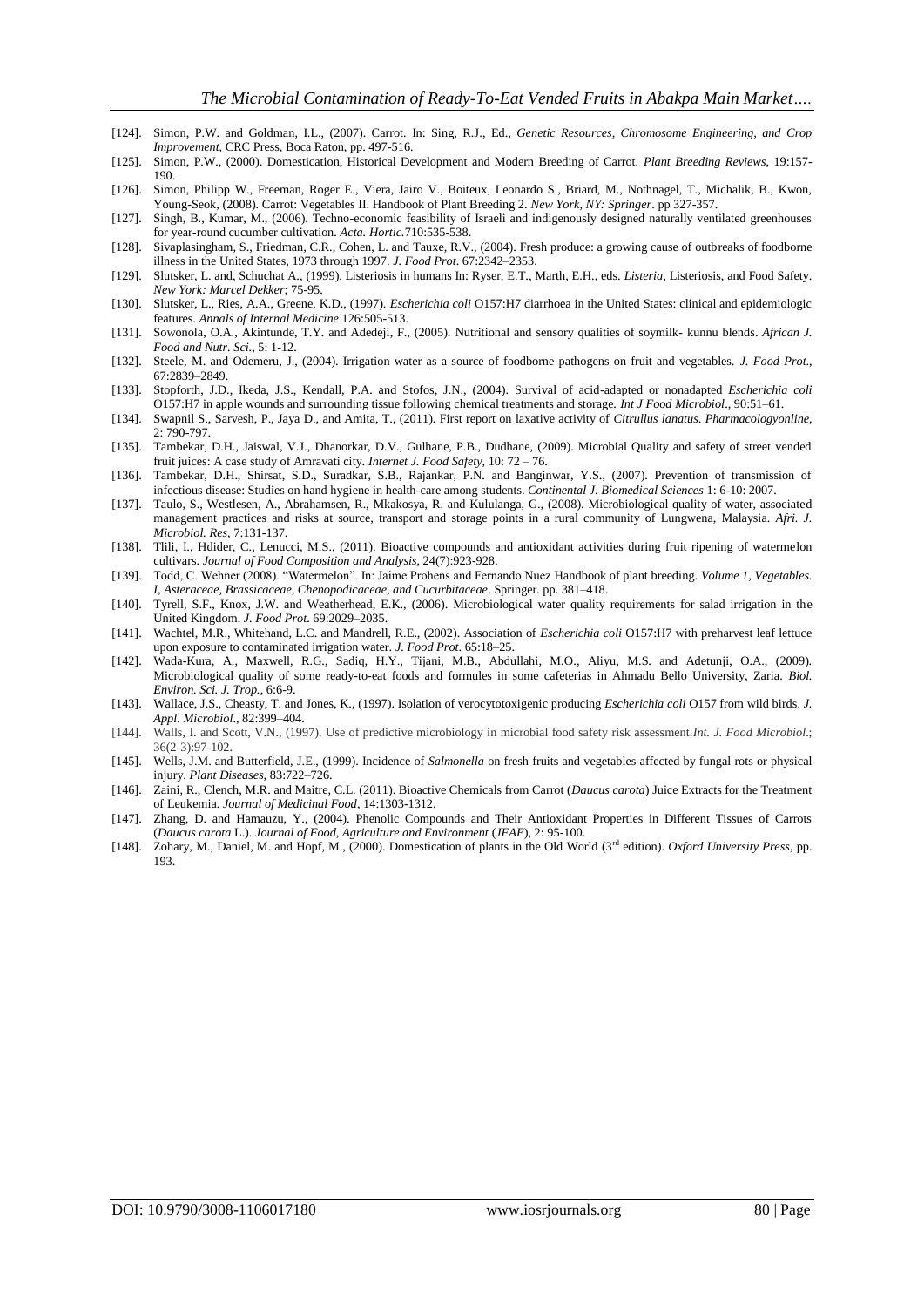[124]. Simon, P.W. and Goldman, I.L., (2007). Carrot. In: Sing, R.J., Ed., *Genetic Resources, Chromosome Engineering, and Crop Improvement*, CRC Press, Boca Raton, pp. 497-516.

[125]. Simon, P.W., (2000). Domestication, Historical Development and Modern Breeding of Carrot. *Plant Breeding Reviews*, 19:157-190.

[126]. Simon, Philipp W., Freeman, Roger E., Viera, Jairo V., Boiteux, Leonardo S., Briard, M., Nothnagel, T., Michalik, B., Kwon, Young-Seok, (2008). Carrot: Vegetables II. Handbook of Plant Breeding 2. *New York, NY: Springer*. pp 327-357.

[127]. Singh, B., Kumar, M., (2006). Techno-economic feasibility of Israeli and indigenously designed naturally ventilated greenhouses for year-round cucumber cultivation. *Acta. Hortic.*710:535-538.

[128]. Sivaplasingham, S., Friedman, C.R., Cohen, L. and Tauxe, R.V., (2004). Fresh produce: a growing cause of outbreaks of foodborne illness in the United States, 1973 through 1997. *J. Food Prot*. 67:2342–2353.

[129]. Slutsker, L. and, Schuchat A., (1999). Listeriosis in humans In: Ryser, E.T., Marth, E.H., eds. *Listeria*, Listeriosis, and Food Safety. *New York: Marcel Dekker*; 75-95.

[130]. Slutsker, L., Ries, A.A., Greene, K.D., (1997). *Escherichia coli* O157:H7 diarrhoea in the United States: clinical and epidemiologic features. *Annals of Internal Medicine* 126:505-513.

[131]. Sowonola, O.A., Akintunde, T.Y. and Adedeji, F., (2005). Nutritional and sensory qualities of soymilk- kunnu blends. *African J. Food and Nutr. Sci.*, 5: 1-12.

[132]. Steele, M. and Odemeru, J., (2004). Irrigation water as a source of foodborne pathogens on fruit and vegetables. *J. Food Prot.*, 67:2839–2849.

[133]. Stopforth, J.D., Ikeda, J.S., Kendall, P.A. and Stofos, J.N., (2004). Survival of acid-adapted or nonadapted *Escherichia coli* O157:H7 in apple wounds and surrounding tissue following chemical treatments and storage. *Int J Food Microbiol*., 90:51–61.

[134]. Swapnil S., Sarvesh, P., Jaya D., and Amita, T., (2011). First report on laxative activity of *Citrullus lanatus*. *Pharmacologyonline*, 2: 790-797.

[135]. Tambekar, D.H., Jaiswal, V.J., Dhanorkar, D.V., Gulhane, P.B., Dudhane, (2009). Microbial Quality and safety of street vended fruit juices: A case study of Amravati city. *Internet J. Food Safety*, 10: 72 – 76.

[136]. Tambekar, D.H., Shirsat, S.D., Suradkar, S.B., Rajankar, P.N. and Banginwar, Y.S., (2007). Prevention of transmission of infectious disease: Studies on hand hygiene in health-care among students. *Continental J. Biomedical Sciences* 1: 6-10: 2007.

[137]. Taulo, S., Westlesen, A., Abrahamsen, R., Mkakosya, R. and Kululanga, G., (2008). Microbiological quality of water, associated management practices and risks at source, transport and storage points in a rural community of Lungwena, Malaysia. *Afri. J. Microbiol. Res*, 7:131-137.

[138]. Tlili, I., Hdider, C., Lenucci, M.S., (2011). Bioactive compounds and antioxidant activities during fruit ripening of watermelon cultivars. *Journal of Food Composition and Analysis*, 24(7):923-928.

[139]. Todd, C. Wehner (2008). "Watermelon". In: Jaime Prohens and Fernando Nuez Handbook of plant breeding. *Volume 1, Vegetables. I, Asteraceae, Brassicaceae, Chenopodicaceae, and Cucurbitaceae*. Springer. pp. 381–418.

[140]. Tyrell, S.F., Knox, J.W. and Weatherhead, E.K., (2006). Microbiological water quality requirements for salad irrigation in the United Kingdom. *J. Food Prot*. 69:2029–2035.

[141]. Wachtel, M.R., Whitehand, L.C. and Mandrell, R.E., (2002). Association of *Escherichia coli* O157:H7 with preharvest leaf lettuce upon exposure to contaminated irrigation water. *J. Food Prot*. 65:18–25.

[142]. Wada-Kura, A., Maxwell, R.G., Sadiq, H.Y., Tijani, M.B., Abdullahi, M.O., Aliyu, M.S. and Adetunji, O.A., (2009). Microbiological quality of some ready-to-eat foods and formules in some cafeterias in Ahmadu Bello University, Zaria. *Biol. Environ. Sci. J. Trop.*, 6:6-9.

[143]. Wallace, J.S., Cheasty, T. and Jones, K., (1997). Isolation of verocytotoxigenic producing *Escherichia coli* O157 from wild birds. *J. Appl. Microbiol*., 82:399–404.

[144]. Walls, I. and Scott, V.N., (1997). Use of predictive microbiology in microbial food safety risk assessment.*Int. J. Food Microbiol*.; 36(2-3):97-102.

[145]. Wells, J.M. and Butterfield, J.E., (1999). Incidence of *Salmonella* on fresh fruits and vegetables affected by fungal rots or physical injury. *Plant Diseases*, 83:722–726.

[146]. Zaini, R., Clench, M.R. and Maitre, C.L. (2011). Bioactive Chemicals from Carrot (*Daucus carota*) Juice Extracts for the Treatment of Leukemia. *Journal of Medicinal Food*, 14:1303-1312.

[147]. Zhang, D. and Hamauzu, Y., (2004). Phenolic Compounds and Their Antioxidant Properties in Different Tissues of Carrots (*Daucus carota* L.). *Journal of Food, Agriculture and Environment* (*JFAE*), 2: 95-100.

[148]. Zohary, M., Daniel, M. and Hopf, M., (2000). Domestication of plants in the Old World (3rd edition). *Oxford University Press*, pp. 193.